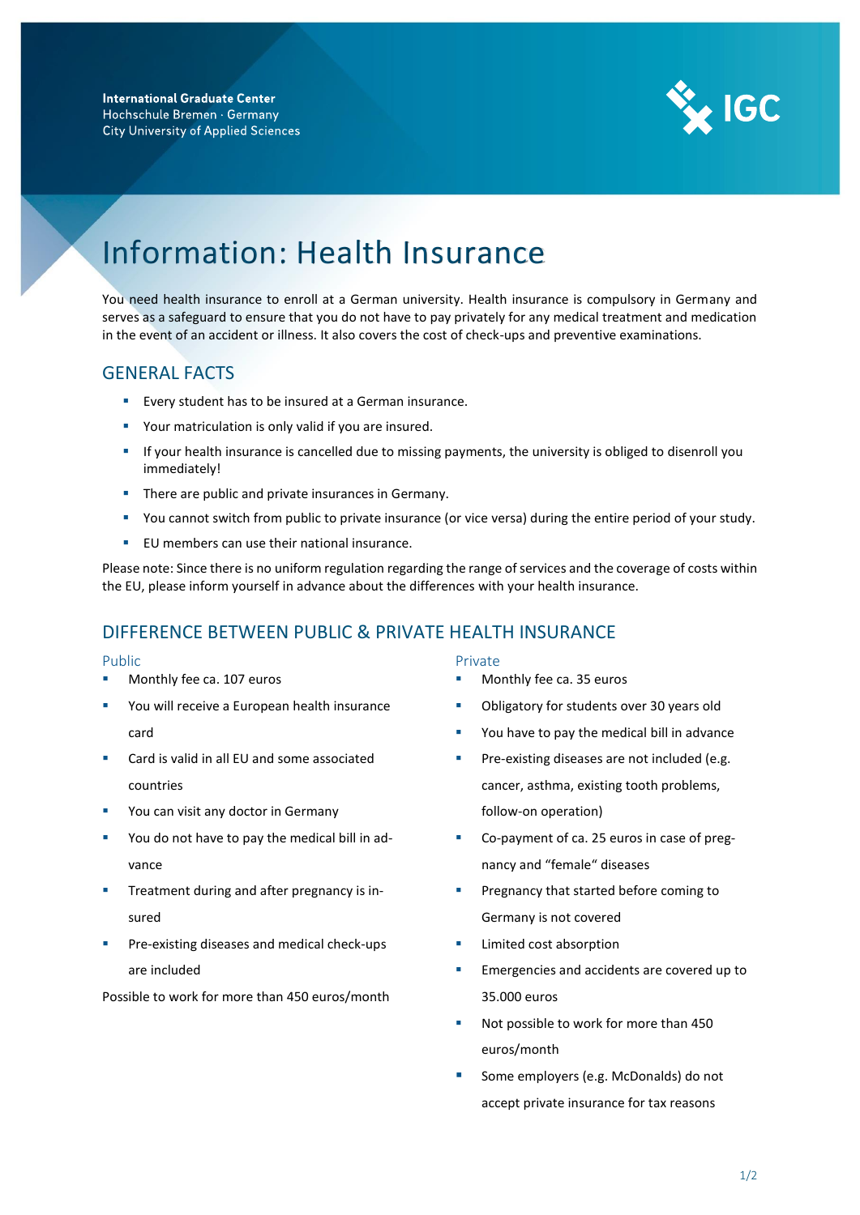International Graduate Center
Hochschule Bremen · Germany
City University of Applied Sciences

# Information: Health Insurance

You need health insurance to enroll at a German university. Health insurance is compulsory in Germany and serves as a safeguard to ensure that you do not have to pay privately for any medical treatment and medication in the event of an accident or illness. It also covers the cost of check-ups and preventive examinations.

## GENERAL FACTS

- Every student has to be insured at a German insurance.
- Your matriculation is only valid if you are insured.
- If your health insurance is cancelled due to missing payments, the university is obliged to disenroll you immediately!
- There are public and private insurances in Germany.
- You cannot switch from public to private insurance (or vice versa) during the entire period of your study.
- EU members can use their national insurance.

Please note: Since there is no uniform regulation regarding the range of services and the coverage of costs within the EU, please inform yourself in advance about the differences with your health insurance.

## DIFFERENCE BETWEEN PUBLIC & PRIVATE HEALTH INSURANCE

### Public

- Monthly fee ca. 107 euros
- You will receive a European health insurance card
- Card is valid in all EU and some associated countries
- You can visit any doctor in Germany
- You do not have to pay the medical bill in advance
- Treatment during and after pregnancy is insured
- Pre-existing diseases and medical check-ups are included

Possible to work for more than 450 euros/month

### Private

- Monthly fee ca. 35 euros
- Obligatory for students over 30 years old
- You have to pay the medical bill in advance
- Pre-existing diseases are not included (e.g. cancer, asthma, existing tooth problems, follow-on operation)
- Co-payment of ca. 25 euros in case of pregnancy and "female" diseases
- Pregnancy that started before coming to Germany is not covered
- Limited cost absorption
- Emergencies and accidents are covered up to 35.000 euros
- Not possible to work for more than 450 euros/month
- Some employers (e.g. McDonalds) do not accept private insurance for tax reasons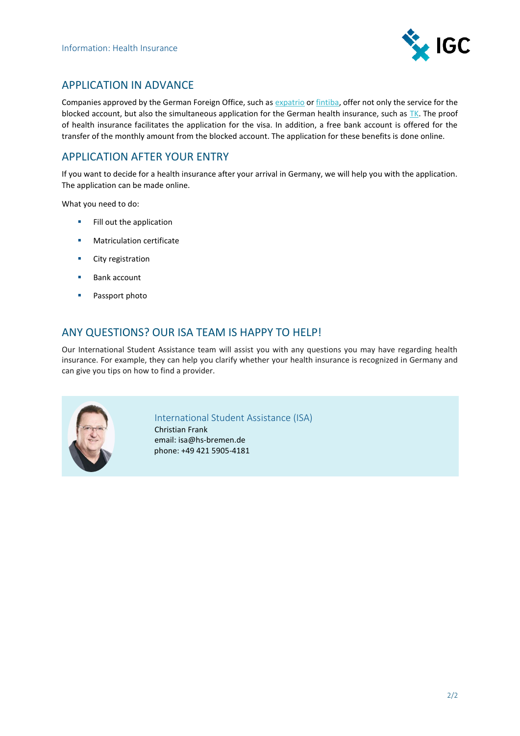## APPLICATION IN ADVANCE

Companies approved by the German Foreign Office, such as expatrio or fintiba, offer not only the service for the blocked account, but also the simultaneous application for the German health insurance, such as TK. The proof of health insurance facilitates the application for the visa. In addition, a free bank account is offered for the transfer of the monthly amount from the blocked account. The application for these benefits is done online.

## APPLICATION AFTER YOUR ENTRY

If you want to decide for a health insurance after your arrival in Germany, we will help you with the application. The application can be made online.

What you need to do:

- Fill out the application
- Matriculation certificate
- City registration
- Bank account
- Passport photo

## ANY QUESTIONS? OUR ISA TEAM IS HAPPY TO HELP!

Our International Student Assistance team will assist you with any questions you may have regarding health insurance. For example, they can help you clarify whether your health insurance is recognized in Germany and can give you tips on how to find a provider.

International Student Assistance (ISA)
Christian Frank
email: isa@hs-bremen.de
phone: +49 421 5905-4181